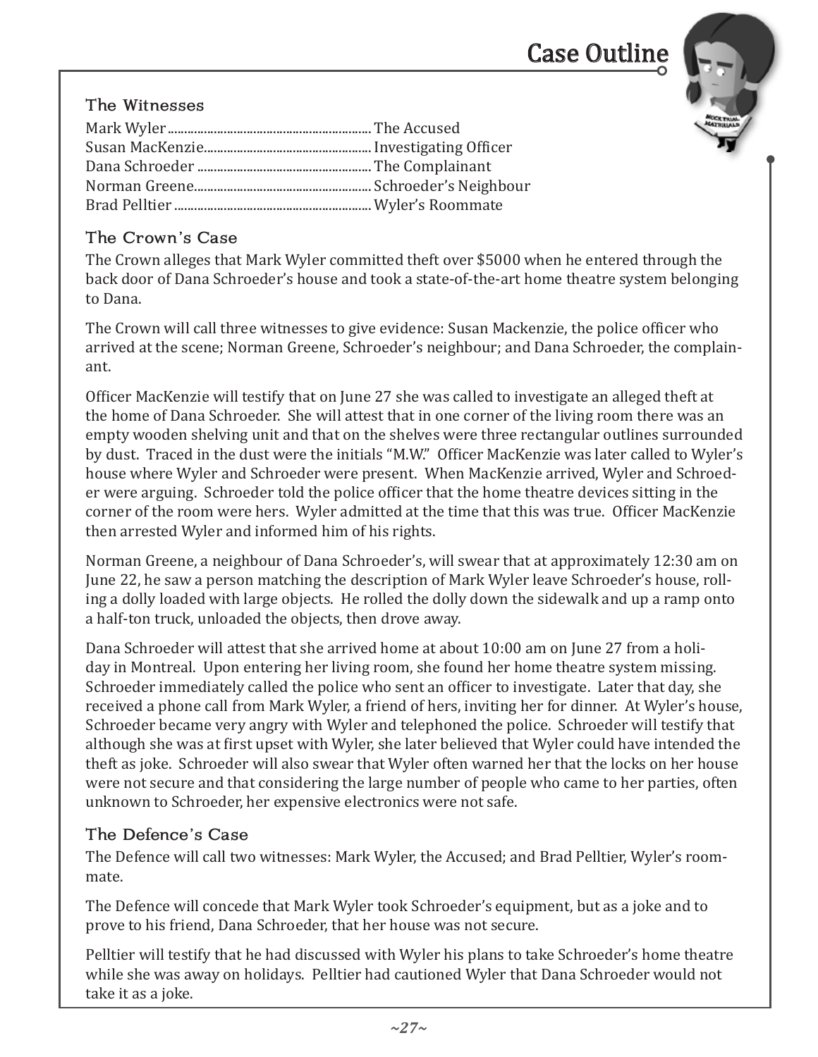# Case Outline

## The Witnesses

| | |
|---|---|
| Mark Wyler | The Accused |
| Susan MacKenzie | Investigating Officer |
| Dana Schroeder | The Complainant |
| Norman Greene | Schroeder's Neighbour |
| Brad Pelltier | Wyler's Roommate |

## The Crown's Case

The Crown alleges that Mark Wyler committed theft over $5000 when he entered through the back door of Dana Schroeder's house and took a state-of-the-art home theatre system belonging to Dana.

The Crown will call three witnesses to give evidence: Susan Mackenzie, the police officer who arrived at the scene; Norman Greene, Schroeder's neighbour; and Dana Schroeder, the complainant.

Officer MacKenzie will testify that on June 27 she was called to investigate an alleged theft at the home of Dana Schroeder. She will attest that in one corner of the living room there was an empty wooden shelving unit and that on the shelves were three rectangular outlines surrounded by dust. Traced in the dust were the initials "M.W." Officer MacKenzie was later called to Wyler's house where Wyler and Schroeder were present. When MacKenzie arrived, Wyler and Schroeder were arguing. Schroeder told the police officer that the home theatre devices sitting in the corner of the room were hers. Wyler admitted at the time that this was true. Officer MacKenzie then arrested Wyler and informed him of his rights.

Norman Greene, a neighbour of Dana Schroeder's, will swear that at approximately 12:30 am on June 22, he saw a person matching the description of Mark Wyler leave Schroeder's house, rolling a dolly loaded with large objects. He rolled the dolly down the sidewalk and up a ramp onto a half-ton truck, unloaded the objects, then drove away.

Dana Schroeder will attest that she arrived home at about 10:00 am on June 27 from a holiday in Montreal. Upon entering her living room, she found her home theatre system missing. Schroeder immediately called the police who sent an officer to investigate. Later that day, she received a phone call from Mark Wyler, a friend of hers, inviting her for dinner. At Wyler's house, Schroeder became very angry with Wyler and telephoned the police. Schroeder will testify that although she was at first upset with Wyler, she later believed that Wyler could have intended the theft as joke. Schroeder will also swear that Wyler often warned her that the locks on her house were not secure and that considering the large number of people who came to her parties, often unknown to Schroeder, her expensive electronics were not safe.

## The Defence's Case

The Defence will call two witnesses: Mark Wyler, the Accused; and Brad Pelltier, Wyler's roommate.

The Defence will concede that Mark Wyler took Schroeder's equipment, but as a joke and to prove to his friend, Dana Schroeder, that her house was not secure.

Pelltier will testify that he had discussed with Wyler his plans to take Schroeder's home theatre while she was away on holidays. Pelltier had cautioned Wyler that Dana Schroeder would not take it as a joke.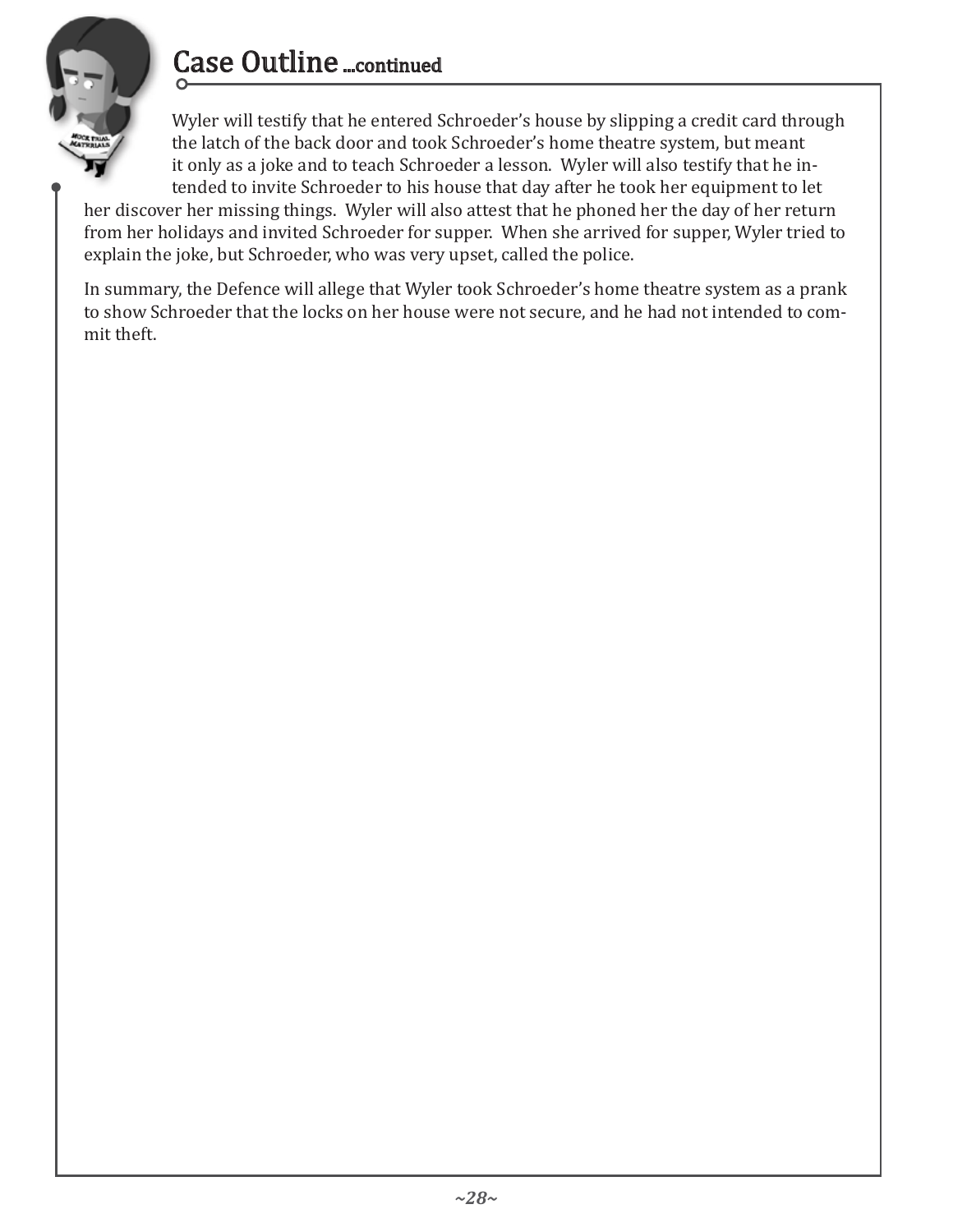## Case Outline ...continued

Wyler will testify that he entered Schroeder's house by slipping a credit card through the latch of the back door and took Schroeder's home theatre system, but meant it only as a joke and to teach Schroeder a lesson. Wyler will also testify that he intended to invite Schroeder to his house that day after he took her equipment to let her discover her missing things. Wyler will also attest that he phoned her the day of her return from her holidays and invited Schroeder for supper. When she arrived for supper, Wyler tried to explain the joke, but Schroeder, who was very upset, called the police.

In summary, the Defence will allege that Wyler took Schroeder's home theatre system as a prank to show Schroeder that the locks on her house were not secure, and he had not intended to commit theft.